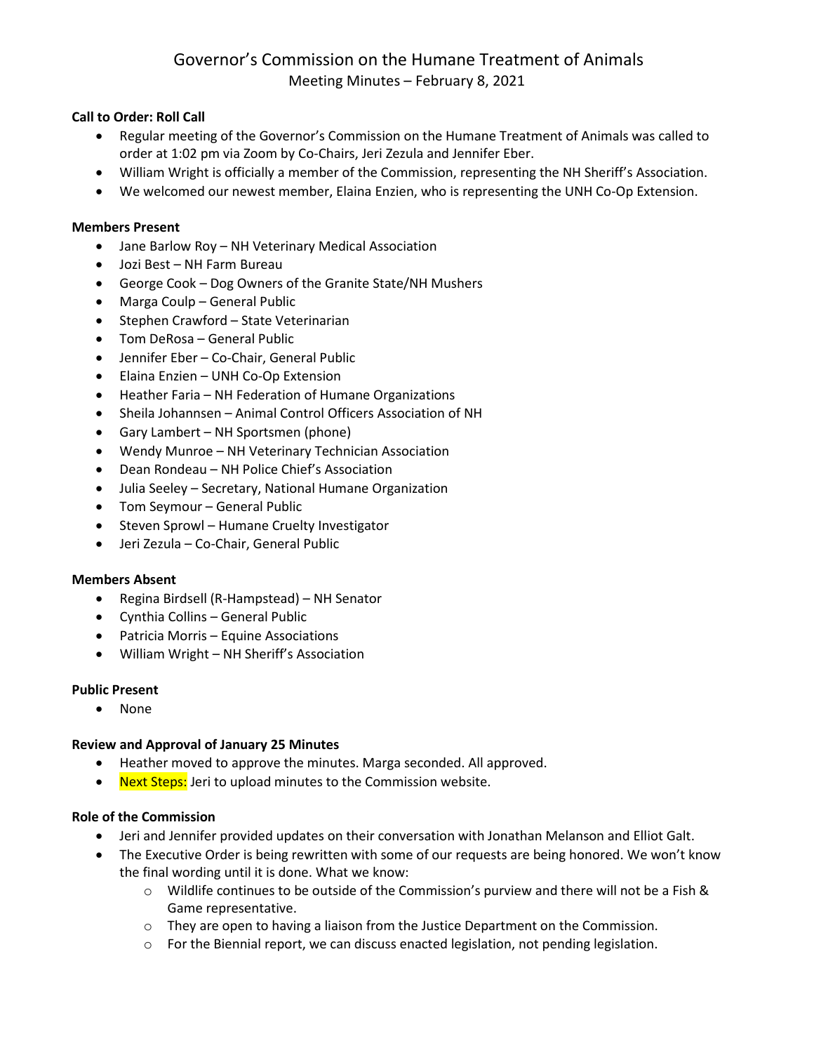# Governor's Commission on the Humane Treatment of Animals

Meeting Minutes – February 8, 2021

**Call to Order: Roll Call**

- Regular meeting of the Governor's Commission on the Humane Treatment of Animals was called to order at 1:02 pm via Zoom by Co-Chairs, Jeri Zezula and Jennifer Eber.
- William Wright is officially a member of the Commission, representing the NH Sheriff's Association.
- We welcomed our newest member, Elaina Enzien, who is representing the UNH Co-Op Extension.

**Members Present**

- Jane Barlow Roy – NH Veterinary Medical Association
- Jozi Best – NH Farm Bureau
- George Cook – Dog Owners of the Granite State/NH Mushers
- Marga Coulp – General Public
- Stephen Crawford – State Veterinarian
- Tom DeRosa – General Public
- Jennifer Eber – Co-Chair, General Public
- Elaina Enzien – UNH Co-Op Extension
- Heather Faria – NH Federation of Humane Organizations
- Sheila Johannsen – Animal Control Officers Association of NH
- Gary Lambert – NH Sportsmen (phone)
- Wendy Munroe – NH Veterinary Technician Association
- Dean Rondeau – NH Police Chief's Association
- Julia Seeley – Secretary, National Humane Organization
- Tom Seymour – General Public
- Steven Sprowl – Humane Cruelty Investigator
- Jeri Zezula – Co-Chair, General Public

**Members Absent**

- Regina Birdsell (R-Hampstead) – NH Senator
- Cynthia Collins – General Public
- Patricia Morris – Equine Associations
- William Wright – NH Sheriff's Association

**Public Present**

- None

**Review and Approval of January 25 Minutes**

- Heather moved to approve the minutes. Marga seconded. All approved.
- Next Steps: Jeri to upload minutes to the Commission website.

**Role of the Commission**

- Jeri and Jennifer provided updates on their conversation with Jonathan Melanson and Elliot Galt.
- The Executive Order is being rewritten with some of our requests are being honored. We won't know the final wording until it is done. What we know:
    - Wildlife continues to be outside of the Commission's purview and there will not be a Fish & Game representative.
    - They are open to having a liaison from the Justice Department on the Commission.
    - For the Biennial report, we can discuss enacted legislation, not pending legislation.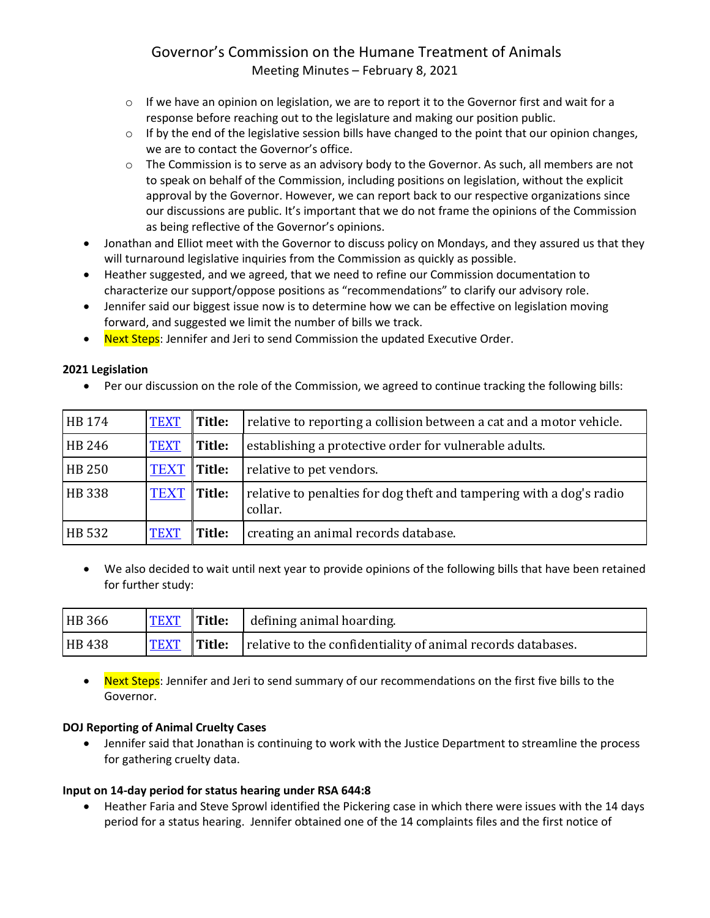- If we have an opinion on legislation, we are to report it to the Governor first and wait for a response before reaching out to the legislature and making our position public.
   - If by the end of the legislative session bills have changed to the point that our opinion changes, we are to contact the Governor's office.
   - The Commission is to serve as an advisory body to the Governor. As such, all members are not to speak on behalf of the Commission, including positions on legislation, without the explicit approval by the Governor. However, we can report back to our respective organizations since our discussions are public. It's important that we do not frame the opinions of the Commission as being reflective of the Governor's opinions.
- Jonathan and Elliot meet with the Governor to discuss policy on Mondays, and they assured us that they will turnaround legislative inquiries from the Commission as quickly as possible.
- Heather suggested, and we agreed, that we need to refine our Commission documentation to characterize our support/oppose positions as "recommendations" to clarify our advisory role.
- Jennifer said our biggest issue now is to determine how we can be effective on legislation moving forward, and suggested we limit the number of bills we track.
- Next Steps: Jennifer and Jeri to send Commission the updated Executive Order.

**2021 Legislation**

- Per our discussion on the role of the Commission, we agreed to continue tracking the following bills:

| | | | |
|---|---|---|---|
| HB 174 | TEXT | **Title:** | relative to reporting a collision between a cat and a motor vehicle. |
| HB 246 | TEXT | **Title:** | establishing a protective order for vulnerable adults. |
| HB 250 | TEXT | **Title:** | relative to pet vendors. |
| HB 338 | TEXT | **Title:** | relative to penalties for dog theft and tampering with a dog's radio collar. |
| HB 532 | TEXT | **Title:** | creating an animal records database. |

- We also decided to wait until next year to provide opinions of the following bills that have been retained for further study:

| | | | |
|---|---|---|---|
| HB 366 | TEXT | **Title:** | defining animal hoarding. |
| HB 438 | TEXT | **Title:** | relative to the confidentiality of animal records databases. |

- Next Steps: Jennifer and Jeri to send summary of our recommendations on the first five bills to the Governor.

**DOJ Reporting of Animal Cruelty Cases**

- Jennifer said that Jonathan is continuing to work with the Justice Department to streamline the process for gathering cruelty data.

**Input on 14-day period for status hearing under RSA 644:8**

- Heather Faria and Steve Sprowl identified the Pickering case in which there were issues with the 14 days period for a status hearing. Jennifer obtained one of the 14 complaints files and the first notice of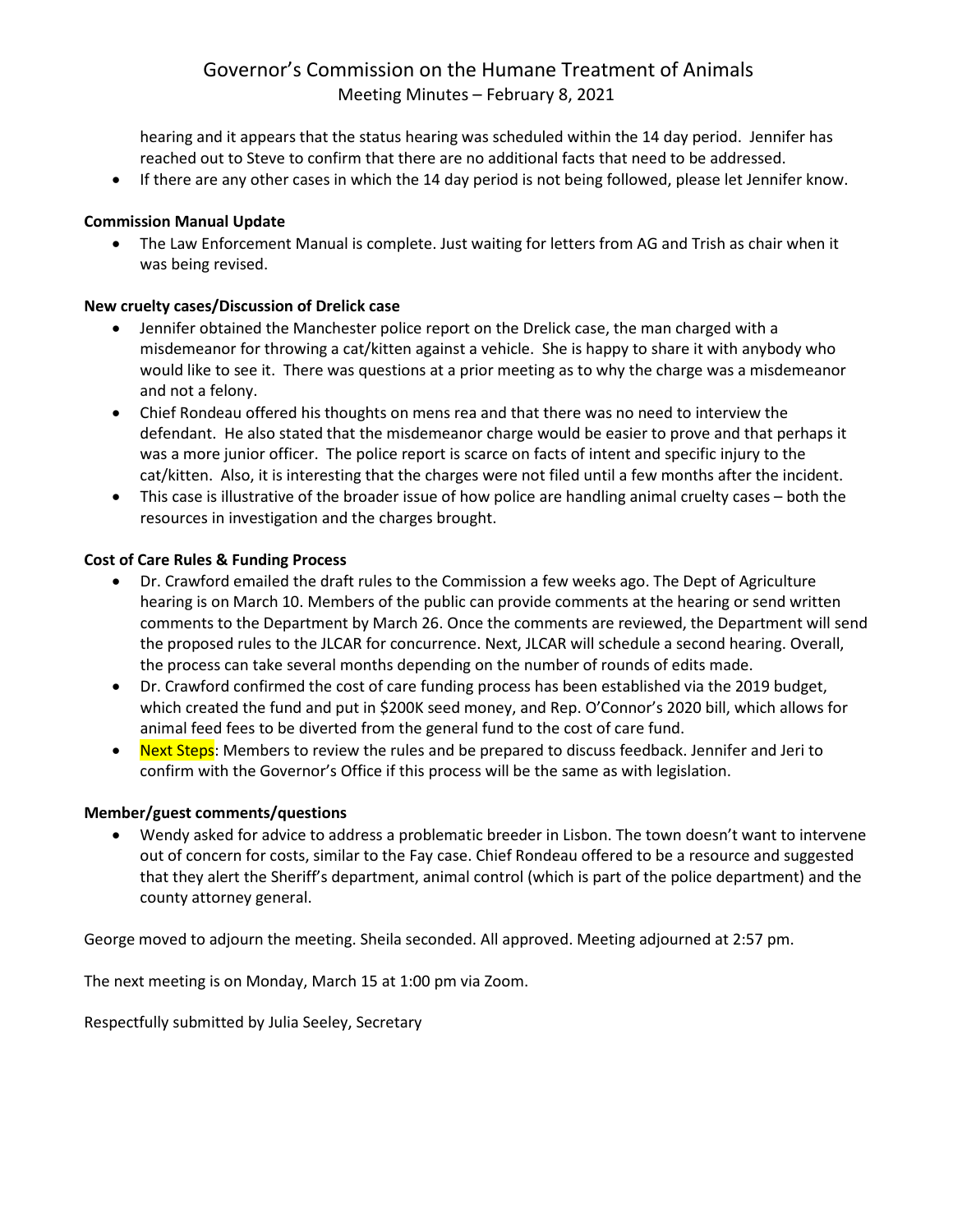hearing and it appears that the status hearing was scheduled within the 14 day period. Jennifer has reached out to Steve to confirm that there are no additional facts that need to be addressed.

- If there are any other cases in which the 14 day period is not being followed, please let Jennifer know.

**Commission Manual Update**

- The Law Enforcement Manual is complete. Just waiting for letters from AG and Trish as chair when it was being revised.

**New cruelty cases/Discussion of Drelick case**

- Jennifer obtained the Manchester police report on the Drelick case, the man charged with a misdemeanor for throwing a cat/kitten against a vehicle. She is happy to share it with anybody who would like to see it. There was questions at a prior meeting as to why the charge was a misdemeanor and not a felony.
- Chief Rondeau offered his thoughts on mens rea and that there was no need to interview the defendant. He also stated that the misdemeanor charge would be easier to prove and that perhaps it was a more junior officer. The police report is scarce on facts of intent and specific injury to the cat/kitten. Also, it is interesting that the charges were not filed until a few months after the incident.
- This case is illustrative of the broader issue of how police are handling animal cruelty cases – both the resources in investigation and the charges brought.

**Cost of Care Rules & Funding Process**

- Dr. Crawford emailed the draft rules to the Commission a few weeks ago. The Dept of Agriculture hearing is on March 10. Members of the public can provide comments at the hearing or send written comments to the Department by March 26. Once the comments are reviewed, the Department will send the proposed rules to the JLCAR for concurrence. Next, JLCAR will schedule a second hearing. Overall, the process can take several months depending on the number of rounds of edits made.
- Dr. Crawford confirmed the cost of care funding process has been established via the 2019 budget, which created the fund and put in $200K seed money, and Rep. O'Connor's 2020 bill, which allows for animal feed fees to be diverted from the general fund to the cost of care fund.
- Next Steps: Members to review the rules and be prepared to discuss feedback. Jennifer and Jeri to confirm with the Governor's Office if this process will be the same as with legislation.

**Member/guest comments/questions**

- Wendy asked for advice to address a problematic breeder in Lisbon. The town doesn't want to intervene out of concern for costs, similar to the Fay case. Chief Rondeau offered to be a resource and suggested that they alert the Sheriff's department, animal control (which is part of the police department) and the county attorney general.

George moved to adjourn the meeting. Sheila seconded. All approved. Meeting adjourned at 2:57 pm.

The next meeting is on Monday, March 15 at 1:00 pm via Zoom.

Respectfully submitted by Julia Seeley, Secretary